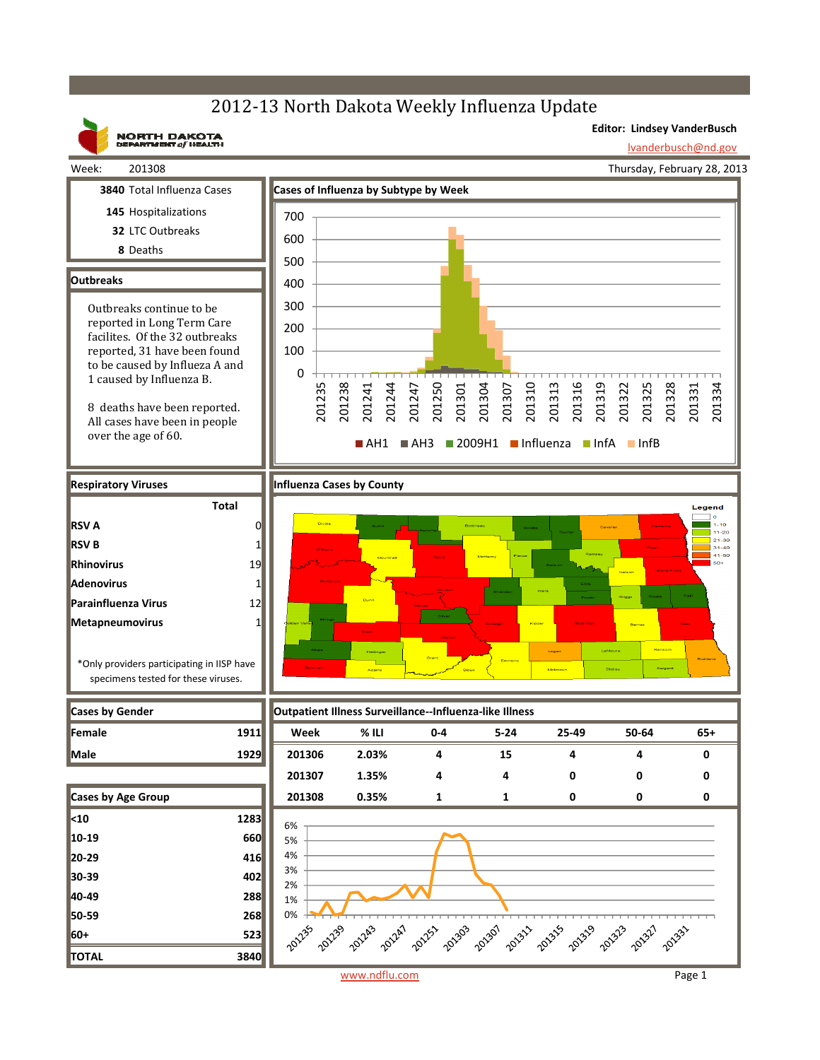# 2012-13 North Dakota Weekly Influenza Update

**Editor: Lindsey VanderBusch**
lvanderbusch@nd.gov

Week: 201308 — Thursday, February 28, 2013

**3840** Total Influenza Cases
**145** Hospitalizations
**32** LTC Outbreaks
**8** Deaths

## Outbreaks

Outbreaks continue to be reported in Long Term Care facilites. Of the 32 outbreaks reported, 31 have been found to be caused by Influeza A and 1 caused by Influenza B.

8 deaths have been reported. All cases have been in people over the age of 60.

## Cases of Influenza by Subtype by Week

AH1, AH3, 2009H1, Influenza, InfA, InfB

## Respiratory Viruses

| | Total |
|---|---|
| RSV A | 0 |
| RSV B | 1 |
| Rhinovirus | 19 |
| Adenovirus | 1 |
| Parainfluenza Virus | 12 |
| Metapneumovirus | 1 |

*Only providers participating in IISP have specimens tested for these viruses.

## Influenza Cases by County

Legend: 0, 1-10, 11-20, 21-30, 31-40, 41-50, 50+

## Cases by Gender

| | |
|---|---|
| Female | 1911 |
| Male | 1929 |

## Cases by Age Group

| | |
|---|---|
| <10 | 1283 |
| 10-19 | 660 |
| 20-29 | 416 |
| 30-39 | 402 |
| 40-49 | 288 |
| 50-59 | 268 |
| 60+ | 523 |
| TOTAL | 3840 |

## Outpatient Illness Surveillance--Influenza-like Illness

| Week | % ILI | 0-4 | 5-24 | 25-49 | 50-64 | 65+ |
|---|---|---|---|---|---|---|
| 201306 | 2.03% | 4 | 15 | 4 | 4 | 0 |
| 201307 | 1.35% | 4 | 4 | 0 | 0 | 0 |
| 201308 | 0.35% | 1 | 1 | 0 | 0 | 0 |

www.ndflu.com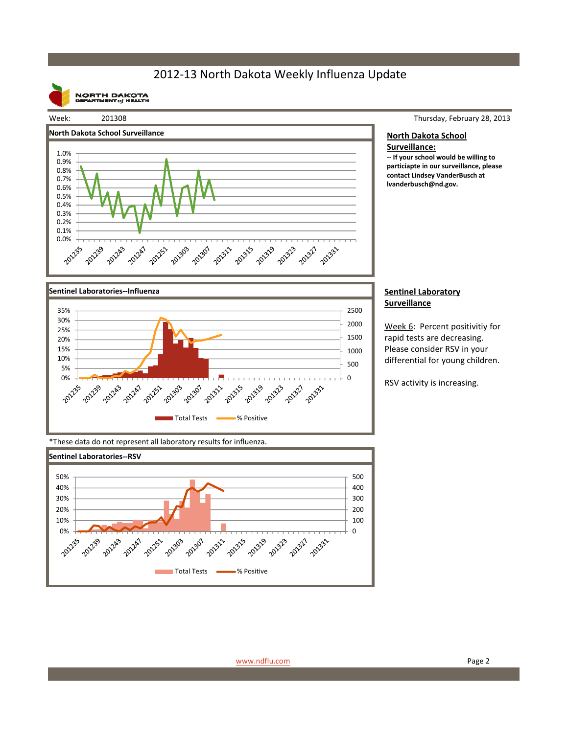# 2012-13 North Dakota Weekly Influenza Update

NORTH DAKOTA DEPARTMENT of HEALTH

Week: 201308

Thursday, February 28, 2013

## North Dakota School Surveillance

1.0%
0.9%
0.8%
0.7%
0.6%
0.5%
0.4%
0.3%
0.2%
0.1%
0.0%

201235 201239 201243 201247 201251 201303 201307 201311 201315 201319 201323 201327 201331

### North Dakota School Surveillance:

**-- If your school would be willing to particiapte in our surveillance, please contact Lindsey VanderBusch at lvanderbusch@nd.gov.**

## Sentinel Laboratories--Influenza

35%
30%
25%
20%
15%
10%
5%
0%

2500
2000
1500
1000
500
0

201235 201239 201243 201247 201251 201303 201307 201311 201315 201319 201323 201327 201331

Total Tests
% Positive

*These data do not represent all laboratory results for influenza.

### Sentinel Laboratory Surveillance

Week 6: Percent positivitiy for rapid tests are decreasing. Please consider RSV in your differential for young children.

RSV activity is increasing.

## Sentinel Laboratories--RSV

50%
40%
30%
20%
10%
0%

500
400
300
200
100
0

201235 201239 201243 201247 201251 201303 201307 201311 201315 201319 201323 201327 201331

Total Tests
% Positive

www.ndflu.com